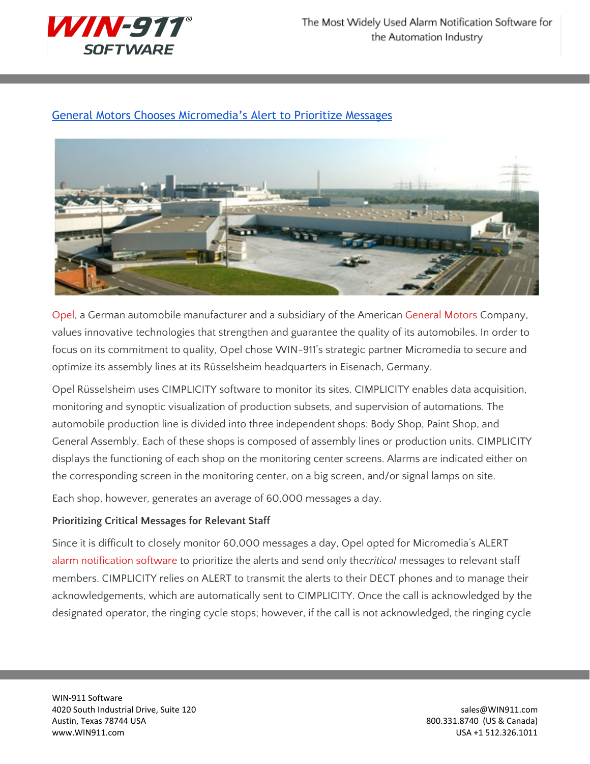[General Motors Chooses Micromedia's Alert to Prioritize Messages]

Opel, a German automobile manufacturer and a subsidiary of the American General Motors Company, values innovative technologies that strengthen and guarantee the quality of its automobiles. In order to focus on its commitment to quality, Opel chose WIN-911's strategic partner Micromedia to secure and optimize its assembly lines at its Rüsselsheim headquarters in Eisenach, Germany.

Opel Rüsselsheim uses CIMPLICITY software to monitor its sites. CIMPLICITY enables data acquisition, monitoring and synoptic visualization of production subsets, and supervision of automations. The automobile production line is divided into three independent shops: Body Shop, Paint Shop, and General Assembly. Each of these shops is composed of assembly lines or production units. CIMPLICITY displays the functioning of each shop on the monitoring center screens. Alarms are indicated either on the corresponding screen in the monitoring center, on a big screen, and/or signal lamps on site.

Each shop, however, generates an average of 60,000 messages a day.

**Prioritizing Critical Messages for Relevant Staff**

Since it is difficult to closely monitor 60,000 messages a day, Opel opted for Micromedia's ALERT alarm notification software to prioritize the alerts and send only the*critical* messages to relevant staff members. CIMPLICITY relies on ALERT to transmit the alerts to their DECT phones and to manage their acknowledgements, which are automatically sent to CIMPLICITY. Once the call is acknowledged by the designated operator, the ringing cycle stops; however, if the call is not acknowledged, the ringing cycle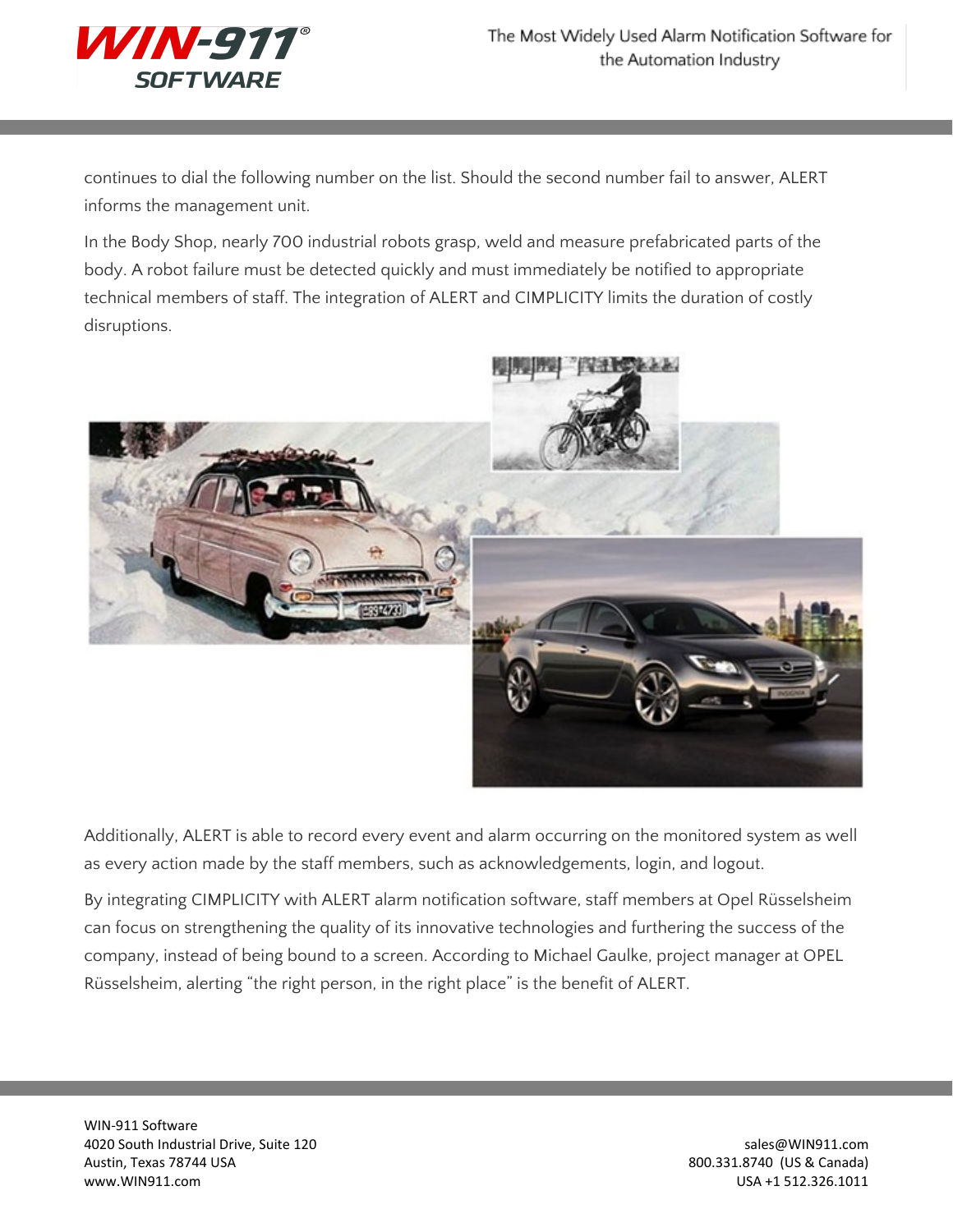continues to dial the following number on the list. Should the second number fail to answer, ALERT informs the management unit.

In the Body Shop, nearly 700 industrial robots grasp, weld and measure prefabricated parts of the body. A robot failure must be detected quickly and must immediately be notified to appropriate technical members of staff. The integration of ALERT and CIMPLICITY limits the duration of costly disruptions.

Additionally, ALERT is able to record every event and alarm occurring on the monitored system as well as every action made by the staff members, such as acknowledgements, login, and logout.

By integrating CIMPLICITY with ALERT alarm notification software, staff members at Opel Rüsselsheim can focus on strengthening the quality of its innovative technologies and furthering the success of the company, instead of being bound to a screen. According to Michael Gaulke, project manager at OPEL Rüsselsheim, alerting "the right person, in the right place" is the benefit of ALERT.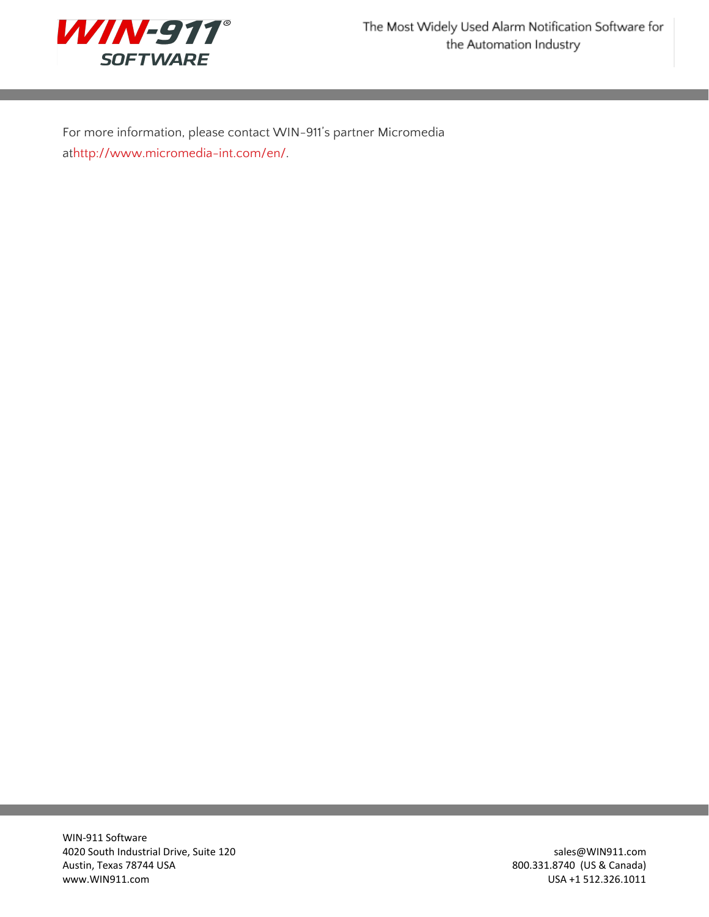For more information, please contact WIN-911's partner Micromedia athttp://www.micromedia-int.com/en/.